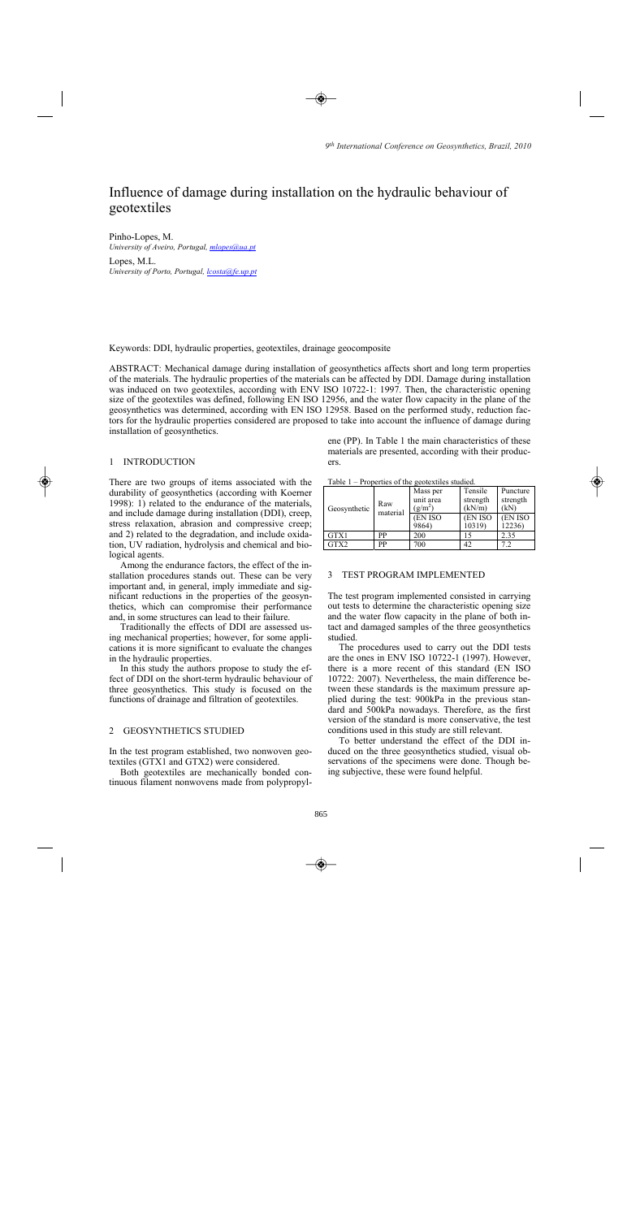# Influence of damage during installation on the hydraulic behaviour of geotextiles

Pinho-Lopes, M.
*University of Aveiro, Portugal, mlopes@ua.pt*

Lopes, M.L.
*University of Porto, Portugal, lcosta@fe.up.pt*

Keywords: DDI, hydraulic properties, geotextiles, drainage geocomposite

ABSTRACT: Mechanical damage during installation of geosynthetics affects short and long term properties of the materials. The hydraulic properties of the materials can be affected by DDI. Damage during installation was induced on two geotextiles, according with ENV ISO 10722-1: 1997. Then, the characteristic opening size of the geotextiles was defined, following EN ISO 12956, and the water flow capacity in the plane of the geosynthetics was determined, according with EN ISO 12958. Based on the performed study, reduction factors for the hydraulic properties considered are proposed to take into account the influence of damage during installation of geosynthetics.

## 1 INTRODUCTION

There are two groups of items associated with the durability of geosynthetics (according with Koerner 1998): 1) related to the endurance of the materials, and include damage during installation (DDI), creep, stress relaxation, abrasion and compressive creep; and 2) related to the degradation, and include oxidation, UV radiation, hydrolysis and chemical and biological agents.

Among the endurance factors, the effect of the installation procedures stands out. These can be very important and, in general, imply immediate and significant reductions in the properties of the geosynthetics, which can compromise their performance and, in some structures can lead to their failure.

Traditionally the effects of DDI are assessed using mechanical properties; however, for some applications it is more significant to evaluate the changes in the hydraulic properties.

In this study the authors propose to study the effect of DDI on the short-term hydraulic behaviour of three geosynthetics. This study is focused on the functions of drainage and filtration of geotextiles.

## 2 GEOSYNTHETICS STUDIED

In the test program established, two nonwoven geotextiles (GTX1 and GTX2) were considered.

Both geotextiles are mechanically bonded continuous filament nonwovens made from polypropylene (PP). In Table 1 the main characteristics of these materials are presented, according with their producers.

Table 1 – Properties of the geotextiles studied.

| Geosynthetic | Raw material | Mass per unit area ($g/m^2$) | Tensile strength (kN/m) | Puncture strength (kN) |
|---|---|---|---|---|
| | | (EN ISO 9864) | (EN ISO 10319) | (EN ISO 12236) |
| GTX1 | PP | 200 | 15 | 2.35 |
| GTX2 | PP | 700 | 42 | 7.2 |

## 3 TEST PROGRAM IMPLEMENTED

The test program implemented consisted in carrying out tests to determine the characteristic opening size and the water flow capacity in the plane of both intact and damaged samples of the three geosynthetics studied.

The procedures used to carry out the DDI tests are the ones in ENV ISO 10722-1 (1997). However, there is a more recent of this standard (EN ISO 10722: 2007). Nevertheless, the main difference between these standards is the maximum pressure applied during the test: 900kPa in the previous standard and 500kPa nowadays. Therefore, as the first version of the standard is more conservative, the test conditions used in this study are still relevant.

To better understand the effect of the DDI induced on the three geosynthetics studied, visual observations of the specimens were done. Though being subjective, these were found helpful.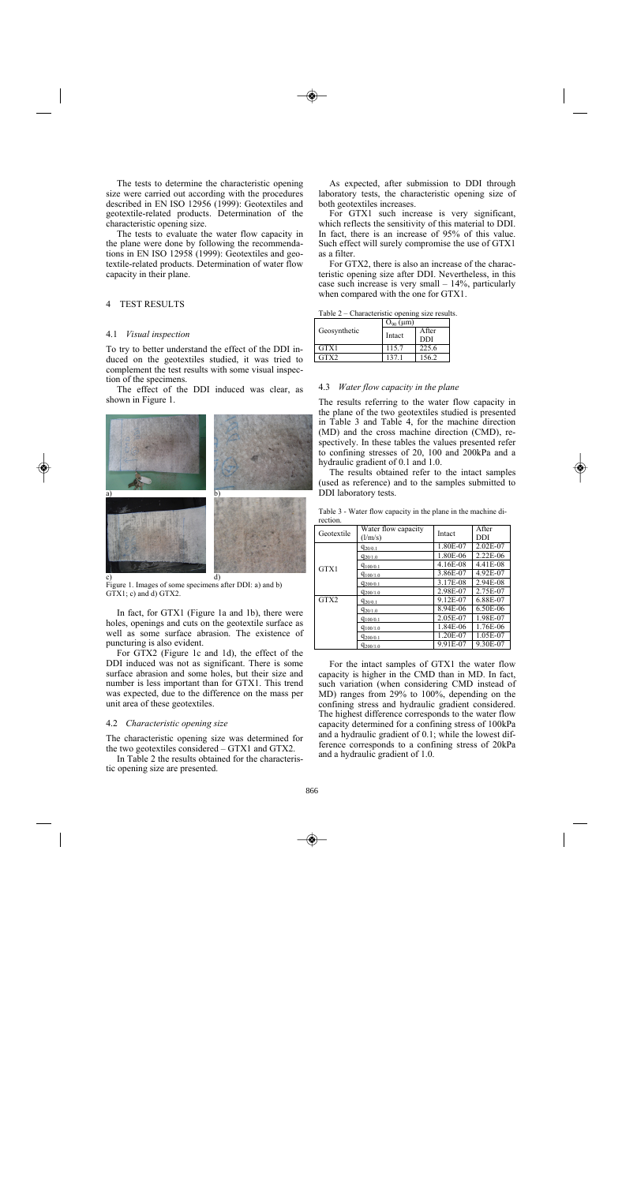The tests to determine the characteristic opening size were carried out according with the procedures described in EN ISO 12956 (1999): Geotextiles and geotextile-related products. Determination of the characteristic opening size.

The tests to evaluate the water flow capacity in the plane were done by following the recommendations in EN ISO 12958 (1999): Geotextiles and geotextile-related products. Determination of water flow capacity in their plane.

## 4 TEST RESULTS

### 4.1 *Visual inspection*

To try to better understand the effect of the DDI induced on the geotextiles studied, it was tried to complement the test results with some visual inspection of the specimens.

The effect of the DDI induced was clear, as shown in Figure 1.

Figure 1. Images of some specimens after DDI: a) and b) GTX1; c) and d) GTX2.

In fact, for GTX1 (Figure 1a and 1b), there were holes, openings and cuts on the geotextile surface as well as some surface abrasion. The existence of puncturing is also evident.

For GTX2 (Figure 1c and 1d), the effect of the DDI induced was not as significant. There is some surface abrasion and some holes, but their size and number is less important than for GTX1. This trend was expected, due to the difference on the mass per unit area of these geotextiles.

### 4.2 *Characteristic opening size*

The characteristic opening size was determined for the two geotextiles considered – GTX1 and GTX2.

In Table 2 the results obtained for the characteristic opening size are presented.

As expected, after submission to DDI through laboratory tests, the characteristic opening size of both geotextiles increases.

For GTX1 such increase is very significant, which reflects the sensitivity of this material to DDI. In fact, there is an increase of 95% of this value. Such effect will surely compromise the use of GTX1 as a filter.

For GTX2, there is also an increase of the characteristic opening size after DDI. Nevertheless, in this case such increase is very small – 14%, particularly when compared with the one for GTX1.

Table 2 – Characteristic opening size results.

| Geosynthetic | $O_{90}$ (μm) | |
|---|---|---|
| | Intact | After DDI |
| GTX1 | 115.7 | 225.6 |
| GTX2 | 137.1 | 156.2 |

### 4.3 *Water flow capacity in the plane*

The results referring to the water flow capacity in the plane of the two geotextiles studied is presented in Table 3 and Table 4, for the machine direction (MD) and the cross machine direction (CMD), respectively. In these tables the values presented refer to confining stresses of 20, 100 and 200kPa and a hydraulic gradient of 0.1 and 1.0.

The results obtained refer to the intact samples (used as reference) and to the samples submitted to DDI laboratory tests.

Table 3 - Water flow capacity in the plane in the machine direction.

| Geotextile | Water flow capacity (l/m/s) | Intact | After DDI |
|---|---|---|---|
| GTX1 | $q_{20/0.1}$ | 1.80E-07 | 2.02E-07 |
| | $q_{20/1.0}$ | 1.80E-06 | 2.22E-06 |
| | $q_{100/0.1}$ | 4.16E-08 | 4.41E-08 |
| | $q_{100/1.0}$ | 3.86E-07 | 4.92E-07 |
| | $q_{200/0.1}$ | 3.17E-08 | 2.94E-08 |
| | $q_{200/1.0}$ | 2.98E-07 | 2.75E-07 |
| GTX2 | $q_{20/0.1}$ | 9.12E-07 | 6.88E-07 |
| | $q_{20/1.0}$ | 8.94E-06 | 6.50E-06 |
| | $q_{100/0.1}$ | 2.05E-07 | 1.98E-07 |
| | $q_{100/1.0}$ | 1.84E-06 | 1.76E-06 |
| | $q_{200/0.1}$ | 1.20E-07 | 1.05E-07 |
| | $q_{200/1.0}$ | 9.91E-07 | 9.30E-07 |

For the intact samples of GTX1 the water flow capacity is higher in the CMD than in MD. In fact, such variation (when considering CMD instead of MD) ranges from 29% to 100%, depending on the confining stress and hydraulic gradient considered. The highest difference corresponds to the water flow capacity determined for a confining stress of 100kPa and a hydraulic gradient of 0.1; while the lowest difference corresponds to a confining stress of 20kPa and a hydraulic gradient of 1.0.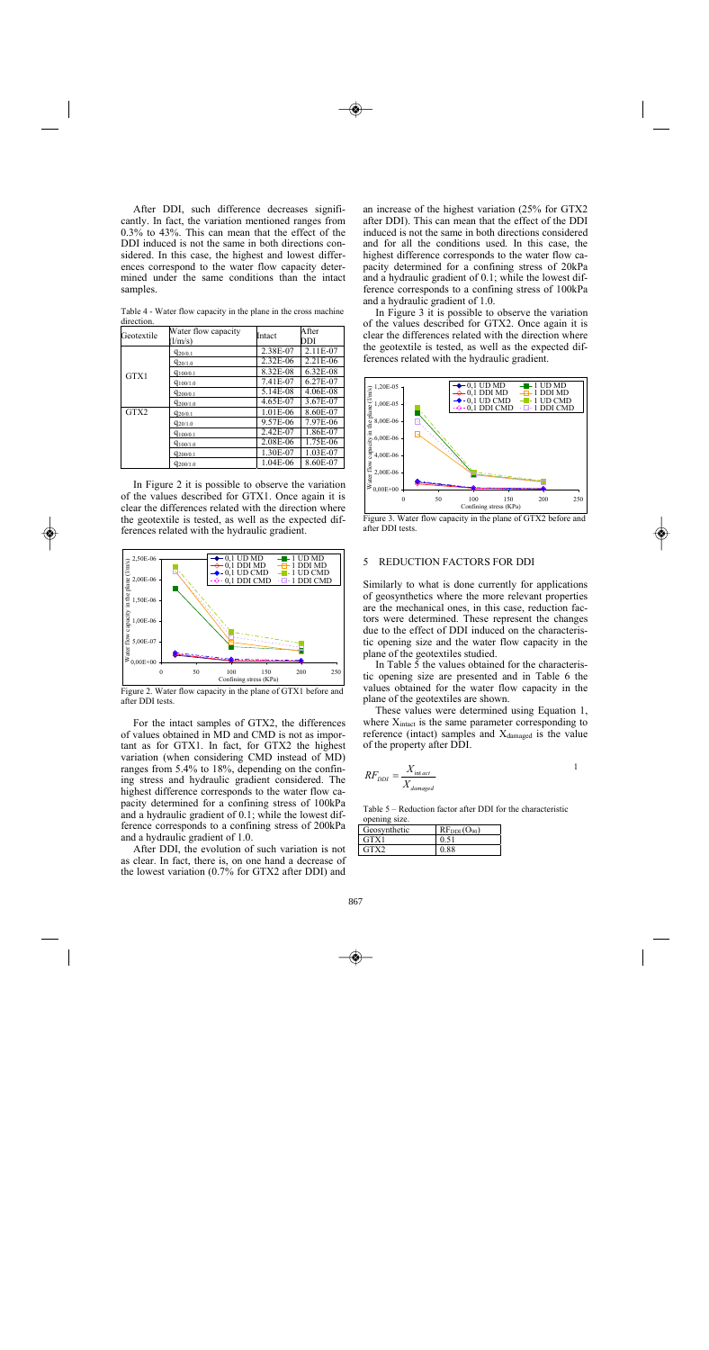After DDI, such difference decreases significantly. In fact, the variation mentioned ranges from 0.3% to 43%. This can mean that the effect of the DDI induced is not the same in both directions considered. In this case, the highest and lowest differences correspond to the water flow capacity determined under the same conditions than the intact samples.

Table 4 - Water flow capacity in the plane in the cross machine direction.

| Geotextile | Water flow capacity (l/m/s) | Intact | After DDI |
|---|---|---|---|
| GTX1 | $q_{20/0.1}$ | 2.38E-07 | 2.11E-07 |
| | $q_{20/1.0}$ | 2.32E-06 | 2.21E-06 |
| | $q_{100/0.1}$ | 8.32E-08 | 6.32E-08 |
| | $q_{100/1.0}$ | 7.41E-07 | 6.27E-07 |
| | $q_{200/0.1}$ | 5.14E-08 | 4.06E-08 |
| | $q_{200/1.0}$ | 4.65E-07 | 3.67E-07 |
| GTX2 | $q_{20/0.1}$ | 1.01E-06 | 8.60E-07 |
| | $q_{20/1.0}$ | 9.57E-06 | 7.97E-06 |
| | $q_{100/0.1}$ | 2.42E-07 | 1.86E-07 |
| | $q_{100/1.0}$ | 2.08E-06 | 1.75E-06 |
| | $q_{200/0.1}$ | 1.30E-07 | 1.03E-07 |
| | $q_{200/1.0}$ | 1.04E-06 | 8.60E-07 |

In Figure 2 it is possible to observe the variation of the values described for GTX1. Once again it is clear the differences related with the direction where the geotextile is tested, as well as the expected differences related with the hydraulic gradient.

Figure 2. Water flow capacity in the plane of GTX1 before and after DDI tests.

For the intact samples of GTX2, the differences of values obtained in MD and CMD is not as important as for GTX1. In fact, for GTX2 the highest variation (when considering CMD instead of MD) ranges from 5.4% to 18%, depending on the confining stress and hydraulic gradient considered. The highest difference corresponds to the water flow capacity determined for a confining stress of 100kPa and a hydraulic gradient of 0.1; while the lowest difference corresponds to a confining stress of 200kPa and a hydraulic gradient of 1.0.

After DDI, the evolution of such variation is not as clear. In fact, there is, on one hand a decrease of the lowest variation (0.7% for GTX2 after DDI) and an increase of the highest variation (25% for GTX2 after DDI). This can mean that the effect of the DDI induced is not the same in both directions considered and for all the conditions used. In this case, the highest difference corresponds to the water flow capacity determined for a confining stress of 20kPa and a hydraulic gradient of 0.1; while the lowest difference corresponds to a confining stress of 100kPa and a hydraulic gradient of 1.0.

In Figure 3 it is possible to observe the variation of the values described for GTX2. Once again it is clear the differences related with the direction where the geotextile is tested, as well as the expected differences related with the hydraulic gradient.

Figure 3. Water flow capacity in the plane of GTX2 before and after DDI tests.

## 5 REDUCTION FACTORS FOR DDI

Similarly to what is done currently for applications of geosynthetics where the more relevant properties are the mechanical ones, in this case, reduction factors were determined. These represent the changes due to the effect of DDI induced on the characteristic opening size and the water flow capacity in the plane of the geotextiles studied.

In Table 5 the values obtained for the characteristic opening size are presented and in Table 6 the values obtained for the water flow capacity in the plane of the geotextiles are shown.

These values were determined using Equation 1, where $X_{intact}$ is the same parameter corresponding to reference (intact) samples and $X_{damaged}$ is the value of the property after DDI.

$$RF_{DDI} = \frac{X_{intact}}{X_{damaged}} \qquad (1)$$

Table 5 – Reduction factor after DDI for the characteristic opening size.

| Geosynthetic | $RF_{DDI}(O_{90})$ |
|---|---|
| GTX1 | 0.51 |
| GTX2 | 0.88 |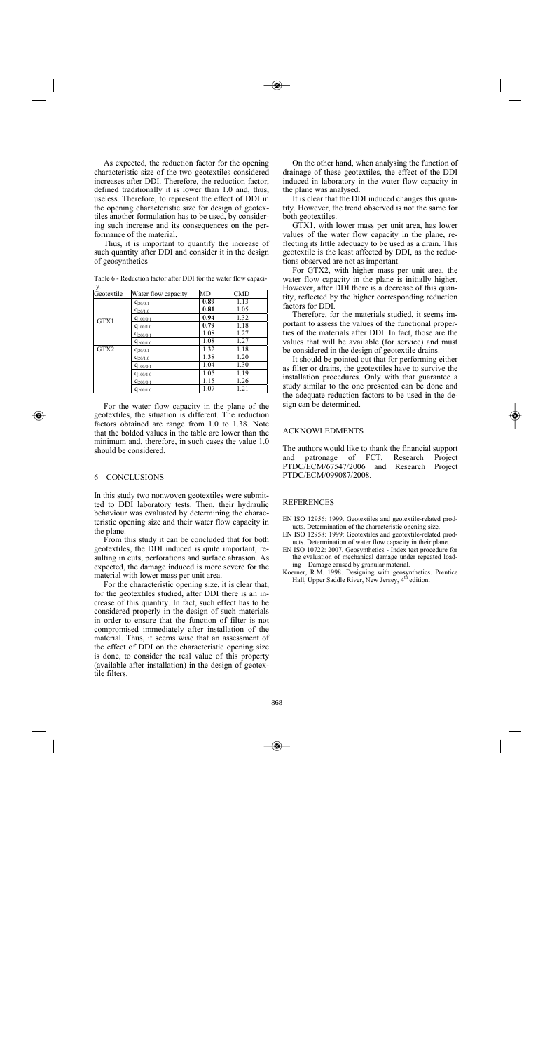As expected, the reduction factor for the opening characteristic size of the two geotextiles considered increases after DDI. Therefore, the reduction factor, defined traditionally it is lower than 1.0 and, thus, useless. Therefore, to represent the effect of DDI in the opening characteristic size for design of geotextiles another formulation has to be used, by considering such increase and its consequences on the performance of the material.

Thus, it is important to quantify the increase of such quantity after DDI and consider it in the design of geosynthetics

Table 6 - Reduction factor after DDI for the water flow capacity.

| Geotextile | Water flow capacity | MD | CMD |
|---|---|---|---|
| GTX1 | $q_{20/0.1}$ | **0.89** | 1.13 |
| | $q_{20/1.0}$ | **0.81** | 1.05 |
| | $q_{100/0.1}$ | **0.94** | 1.32 |
| | $q_{100/1.0}$ | **0.79** | 1.18 |
| | $q_{200/0.1}$ | 1.08 | 1.27 |
| | $q_{200/1.0}$ | 1.08 | 1.27 |
| GTX2 | $q_{20/0.1}$ | 1.32 | 1.18 |
| | $q_{20/1.0}$ | 1.38 | 1.20 |
| | $q_{100/0.1}$ | 1.04 | 1.30 |
| | $q_{100/1.0}$ | 1.05 | 1.19 |
| | $q_{200/0.1}$ | 1.15 | 1.26 |
| | $q_{200/1.0}$ | 1.07 | 1.21 |

For the water flow capacity in the plane of the geotextiles, the situation is different. The reduction factors obtained are range from 1.0 to 1.38. Note that the bolded values in the table are lower than the minimum and, therefore, in such cases the value 1.0 should be considered.

## 6 CONCLUSIONS

In this study two nonwoven geotextiles were submitted to DDI laboratory tests. Then, their hydraulic behaviour was evaluated by determining the characteristic opening size and their water flow capacity in the plane.

From this study it can be concluded that for both geotextiles, the DDI induced is quite important, resulting in cuts, perforations and surface abrasion. As expected, the damage induced is more severe for the material with lower mass per unit area.

For the characteristic opening size, it is clear that, for the geotextiles studied, after DDI there is an increase of this quantity. In fact, such effect has to be considered properly in the design of such materials in order to ensure that the function of filter is not compromised immediately after installation of the material. Thus, it seems wise that an assessment of the effect of DDI on the characteristic opening size is done, to consider the real value of this property (available after installation) in the design of geotextile filters.

On the other hand, when analysing the function of drainage of these geotextiles, the effect of the DDI induced in laboratory in the water flow capacity in the plane was analysed.

It is clear that the DDI induced changes this quantity. However, the trend observed is not the same for both geotextiles.

GTX1, with lower mass per unit area, has lower values of the water flow capacity in the plane, reflecting its little adequacy to be used as a drain. This geotextile is the least affected by DDI, as the reductions observed are not as important.

For GTX2, with higher mass per unit area, the water flow capacity in the plane is initially higher. However, after DDI there is a decrease of this quantity, reflected by the higher corresponding reduction factors for DDI.

Therefore, for the materials studied, it seems important to assess the values of the functional properties of the materials after DDI. In fact, those are the values that will be available (for service) and must be considered in the design of geotextile drains.

It should be pointed out that for performing either as filter or drains, the geotextiles have to survive the installation procedures. Only with that guarantee a study similar to the one presented can be done and the adequate reduction factors to be used in the design can be determined.

## ACKNOWLEDGMENTS

The authors would like to thank the financial support and patronage of FCT, Research Project PTDC/ECM/67547/2006 and Research Project PTDC/ECM/099087/2008.

## REFERENCES

EN ISO 12956: 1999. Geotextiles and geotextile-related products. Determination of the characteristic opening size.

EN ISO 12958: 1999: Geotextiles and geotextile-related products. Determination of water flow capacity in their plane.

EN ISO 10722: 2007. Geosynthetics - Index test procedure for the evaluation of mechanical damage under repeated loading – Damage caused by granular material.

Koerner, R.M. 1998. Designing with geosynthetics. Prentice Hall, Upper Saddle River, New Jersey, 4th edition.